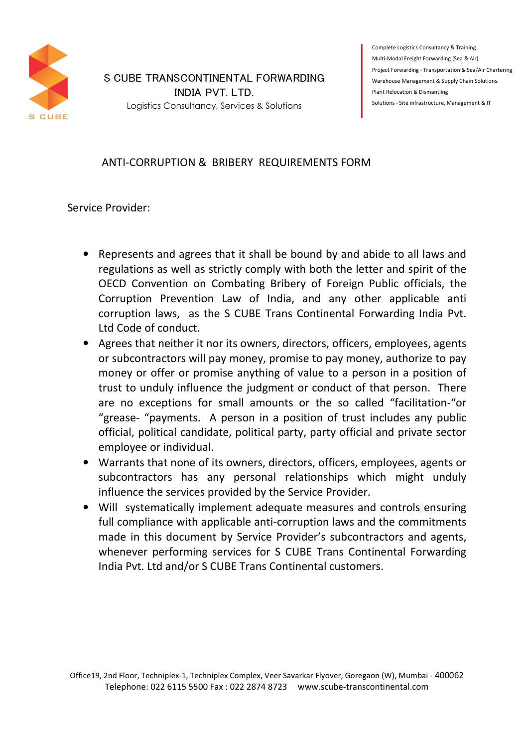S CUBE TRANSCONTINENTAL FORWARDING INDIA PVT. LTD.

Logistics Consultancy, Services & Solutions

Complete Logistics Consultancy & Training
Multi-Modal Freight Forwarding (Sea & Air)
Project Forwarding - Transportation & Sea/Air Chartering
Warehouse Management & Supply Chain Solutions.
Plant Relocation & Dismantling
Solutions - Site infrastructure, Management & IT

# ANTI-CORRUPTION & BRIBERY REQUIREMENTS FORM

Service Provider:

- Represents and agrees that it shall be bound by and abide to all laws and regulations as well as strictly comply with both the letter and spirit of the OECD Convention on Combating Bribery of Foreign Public officials, the Corruption Prevention Law of India, and any other applicable anti corruption laws, as the S CUBE Trans Continental Forwarding India Pvt. Ltd Code of conduct.
- Agrees that neither it nor its owners, directors, officers, employees, agents or subcontractors will pay money, promise to pay money, authorize to pay money or offer or promise anything of value to a person in a position of trust to unduly influence the judgment or conduct of that person. There are no exceptions for small amounts or the so called "facilitation-"or "grease- "payments. A person in a position of trust includes any public official, political candidate, political party, party official and private sector employee or individual.
- Warrants that none of its owners, directors, officers, employees, agents or subcontractors has any personal relationships which might unduly influence the services provided by the Service Provider.
- Will systematically implement adequate measures and controls ensuring full compliance with applicable anti-corruption laws and the commitments made in this document by Service Provider's subcontractors and agents, whenever performing services for S CUBE Trans Continental Forwarding India Pvt. Ltd and/or S CUBE Trans Continental customers.

Office19, 2nd Floor, Techniplex-1, Techniplex Complex, Veer Savarkar Flyover, Goregaon (W), Mumbai - 400062
Telephone: 022 6115 5500 Fax : 022 2874 8723 www.scube-transcontinental.com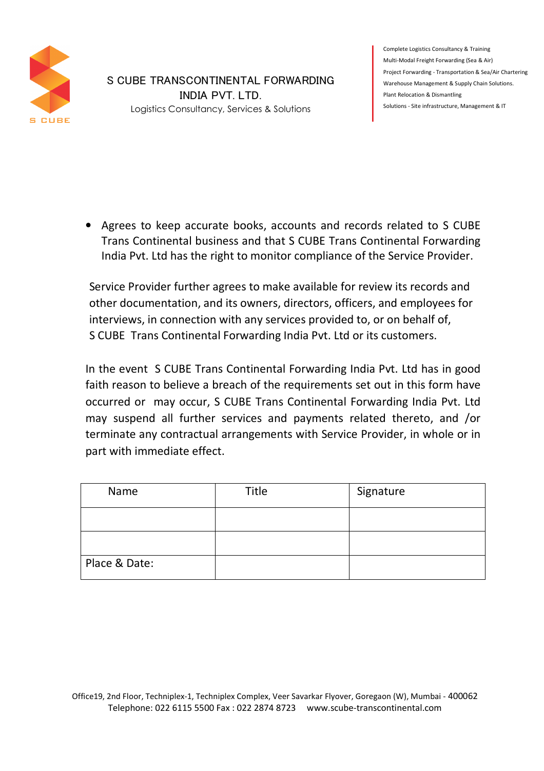- Agrees to keep accurate books, accounts and records related to S CUBE Trans Continental business and that S CUBE Trans Continental Forwarding India Pvt. Ltd has the right to monitor compliance of the Service Provider.

Service Provider further agrees to make available for review its records and other documentation, and its owners, directors, officers, and employees for interviews, in connection with any services provided to, or on behalf of, S CUBE Trans Continental Forwarding India Pvt. Ltd or its customers.

In the event S CUBE Trans Continental Forwarding India Pvt. Ltd has in good faith reason to believe a breach of the requirements set out in this form have occurred or may occur, S CUBE Trans Continental Forwarding India Pvt. Ltd may suspend all further services and payments related thereto, and /or terminate any contractual arrangements with Service Provider, in whole or in part with immediate effect.

| Name | Title | Signature |
|---|---|---|
| | | |
| | | |
| Place & Date: | | |